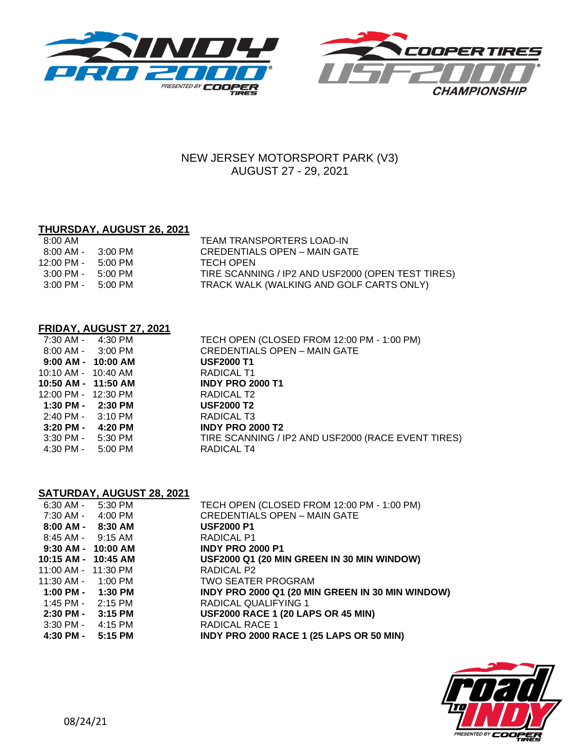NEW JERSEY MOTORSPORT PARK (V3)
AUGUST 27 - 29, 2021

## THURSDAY, AUGUST 26, 2021

| Time | Event |
|---|---|
| 8:00 AM | TEAM TRANSPORTERS LOAD-IN |
| 8:00 AM - 3:00 PM | CREDENTIALS OPEN – MAIN GATE |
| 12:00 PM - 5:00 PM | TECH OPEN |
| 3:00 PM - 5:00 PM | TIRE SCANNING / IP2 AND USF2000 (OPEN TEST TIRES) |
| 3:00 PM - 5:00 PM | TRACK WALK (WALKING AND GOLF CARTS ONLY) |

## FRIDAY, AUGUST 27, 2021

| Time | Event |
|---|---|
| 7:30 AM - 4:30 PM | TECH OPEN (CLOSED FROM 12:00 PM - 1:00 PM) |
| 8:00 AM - 3:00 PM | CREDENTIALS OPEN – MAIN GATE |
| **9:00 AM - 10:00 AM** | **USF2000 T1** |
| 10:10 AM - 10:40 AM | RADICAL T1 |
| **10:50 AM - 11:50 AM** | **INDY PRO 2000 T1** |
| 12:00 PM - 12:30 PM | RADICAL T2 |
| **1:30 PM - 2:30 PM** | **USF2000 T2** |
| 2:40 PM - 3:10 PM | RADICAL T3 |
| **3:20 PM - 4:20 PM** | **INDY PRO 2000 T2** |
| 3:30 PM - 5:30 PM | TIRE SCANNING / IP2 AND USF2000 (RACE EVENT TIRES) |
| 4:30 PM - 5:00 PM | RADICAL T4 |

## SATURDAY, AUGUST 28, 2021

| Time | Event |
|---|---|
| 6:30 AM - 5:30 PM | TECH OPEN (CLOSED FROM 12:00 PM - 1:00 PM) |
| 7:30 AM - 4:00 PM | CREDENTIALS OPEN – MAIN GATE |
| **8:00 AM - 8:30 AM** | **USF2000 P1** |
| 8:45 AM - 9:15 AM | RADICAL P1 |
| **9:30 AM - 10:00 AM** | **INDY PRO 2000 P1** |
| **10:15 AM - 10:45 AM** | **USF2000 Q1 (20 MIN GREEN IN 30 MIN WINDOW)** |
| 11:00 AM - 11:30 PM | RADICAL P2 |
| 11:30 AM - 1:00 PM | TWO SEATER PROGRAM |
| **1:00 PM - 1:30 PM** | **INDY PRO 2000 Q1 (20 MIN GREEN IN 30 MIN WINDOW)** |
| 1:45 PM - 2:15 PM | RADICAL QUALIFYING 1 |
| **2:30 PM - 3:15 PM** | **USF2000 RACE 1 (20 LAPS OR 45 MIN)** |
| 3:30 PM - 4:15 PM | RADICAL RACE 1 |
| **4:30 PM - 5:15 PM** | **INDY PRO 2000 RACE 1 (25 LAPS OR 50 MIN)** |

08/24/21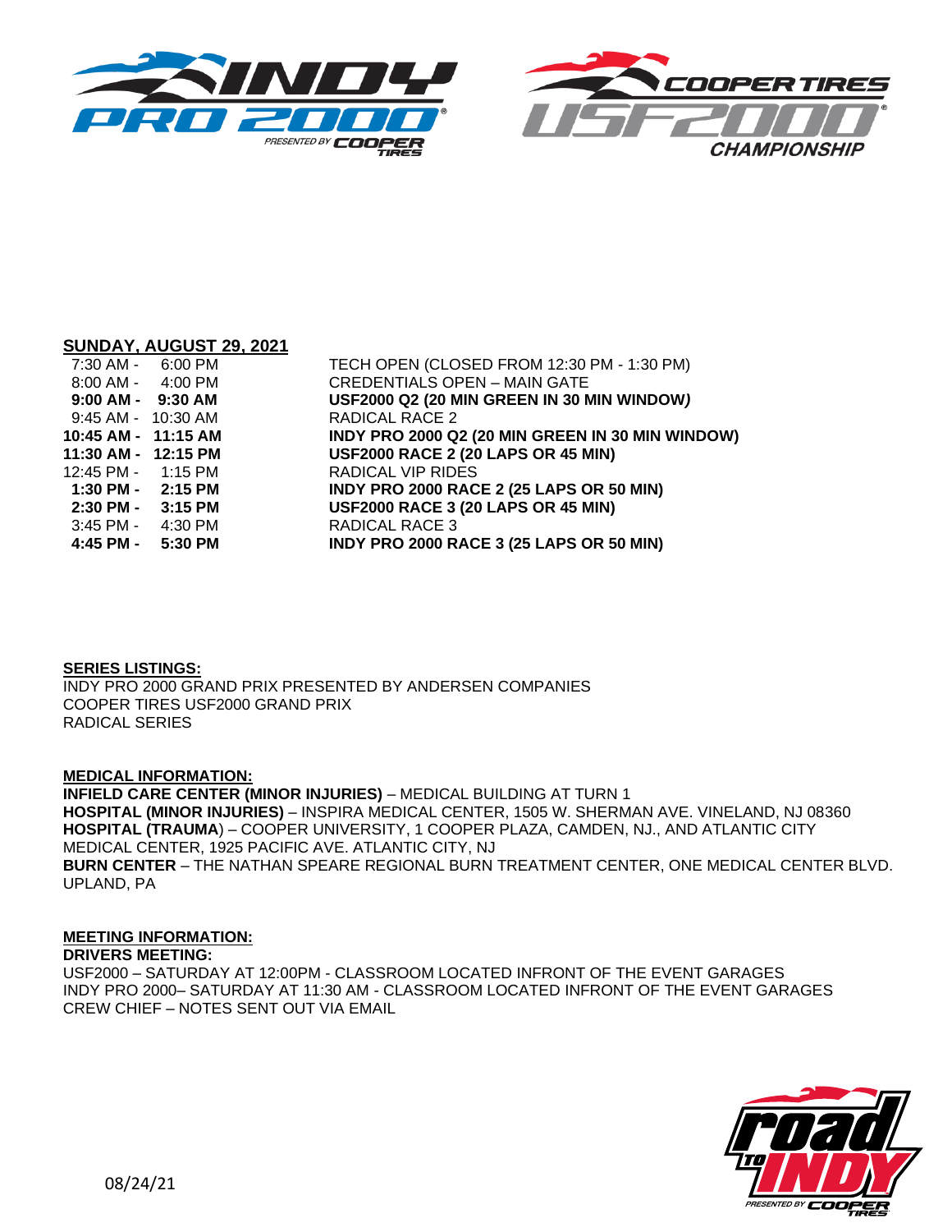## SUNDAY, AUGUST 29, 2021

| | |
|---|---|
| 7:30 AM - 6:00 PM | TECH OPEN (CLOSED FROM 12:30 PM - 1:30 PM) |
| 8:00 AM - 4:00 PM | CREDENTIALS OPEN – MAIN GATE |
| **9:00 AM - 9:30 AM** | **USF2000 Q2 (20 MIN GREEN IN 30 MIN WINDOW)** |
| 9:45 AM - 10:30 AM | RADICAL RACE 2 |
| **10:45 AM - 11:15 AM** | **INDY PRO 2000 Q2 (20 MIN GREEN IN 30 MIN WINDOW)** |
| **11:30 AM - 12:15 PM** | **USF2000 RACE 2 (20 LAPS OR 45 MIN)** |
| 12:45 PM - 1:15 PM | RADICAL VIP RIDES |
| **1:30 PM - 2:15 PM** | **INDY PRO 2000 RACE 2 (25 LAPS OR 50 MIN)** |
| **2:30 PM - 3:15 PM** | **USF2000 RACE 3 (20 LAPS OR 45 MIN)** |
| 3:45 PM - 4:30 PM | RADICAL RACE 3 |
| **4:45 PM - 5:30 PM** | **INDY PRO 2000 RACE 3 (25 LAPS OR 50 MIN)** |

**SERIES LISTINGS:**

INDY PRO 2000 GRAND PRIX PRESENTED BY ANDERSEN COMPANIES
COOPER TIRES USF2000 GRAND PRIX
RADICAL SERIES

**MEDICAL INFORMATION:**

**INFIELD CARE CENTER (MINOR INJURIES)** – MEDICAL BUILDING AT TURN 1
**HOSPITAL (MINOR INJURIES)** – INSPIRA MEDICAL CENTER, 1505 W. SHERMAN AVE. VINELAND, NJ 08360
**HOSPITAL (TRAUMA)** – COOPER UNIVERSITY, 1 COOPER PLAZA, CAMDEN, NJ., AND ATLANTIC CITY MEDICAL CENTER, 1925 PACIFIC AVE. ATLANTIC CITY, NJ
**BURN CENTER** – THE NATHAN SPEARE REGIONAL BURN TREATMENT CENTER, ONE MEDICAL CENTER BLVD. UPLAND, PA

**MEETING INFORMATION:**

**DRIVERS MEETING:**

USF2000 – SATURDAY AT 12:00PM - CLASSROOM LOCATED INFRONT OF THE EVENT GARAGES
INDY PRO 2000– SATURDAY AT 11:30 AM - CLASSROOM LOCATED INFRONT OF THE EVENT GARAGES
CREW CHIEF – NOTES SENT OUT VIA EMAIL

08/24/21